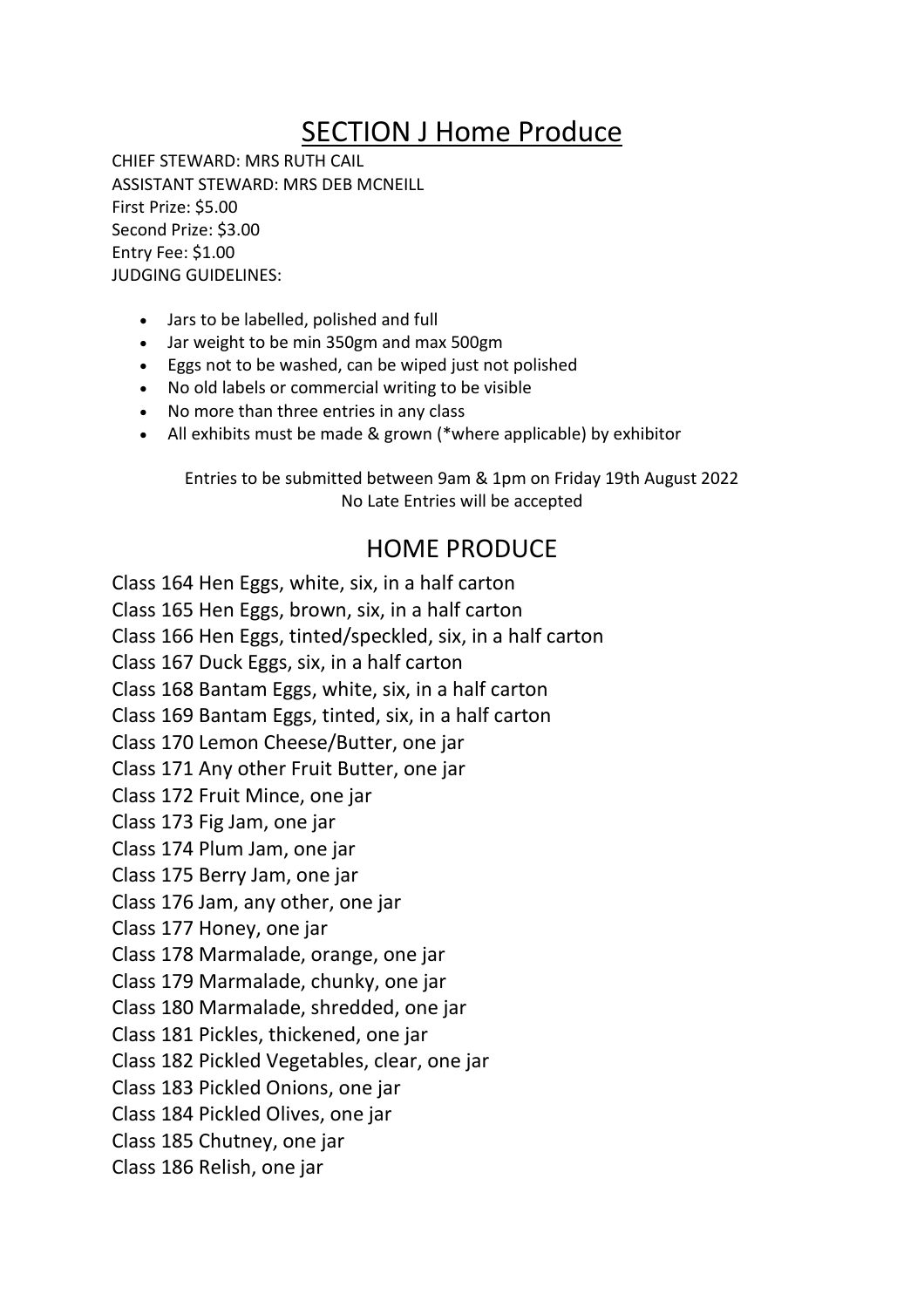# SECTION J Home Produce

CHIEF STEWARD: MRS RUTH CAIL
ASSISTANT STEWARD: MRS DEB MCNEILL
First Prize: $5.00
Second Prize: $3.00
Entry Fee: $1.00
JUDGING GUIDELINES:

- Jars to be labelled, polished and full
- Jar weight to be min 350gm and max 500gm
- Eggs not to be washed, can be wiped just not polished
- No old labels or commercial writing to be visible
- No more than three entries in any class
- All exhibits must be made & grown (*where applicable) by exhibitor

Entries to be submitted between 9am & 1pm on Friday 19th August 2022
No Late Entries will be accepted

## HOME PRODUCE

Class 164 Hen Eggs, white, six, in a half carton
Class 165 Hen Eggs, brown, six, in a half carton
Class 166 Hen Eggs, tinted/speckled, six, in a half carton
Class 167 Duck Eggs, six, in a half carton
Class 168 Bantam Eggs, white, six, in a half carton
Class 169 Bantam Eggs, tinted, six, in a half carton
Class 170 Lemon Cheese/Butter, one jar
Class 171 Any other Fruit Butter, one jar
Class 172 Fruit Mince, one jar
Class 173 Fig Jam, one jar
Class 174 Plum Jam, one jar
Class 175 Berry Jam, one jar
Class 176 Jam, any other, one jar
Class 177 Honey, one jar
Class 178 Marmalade, orange, one jar
Class 179 Marmalade, chunky, one jar
Class 180 Marmalade, shredded, one jar
Class 181 Pickles, thickened, one jar
Class 182 Pickled Vegetables, clear, one jar
Class 183 Pickled Onions, one jar
Class 184 Pickled Olives, one jar
Class 185 Chutney, one jar
Class 186 Relish, one jar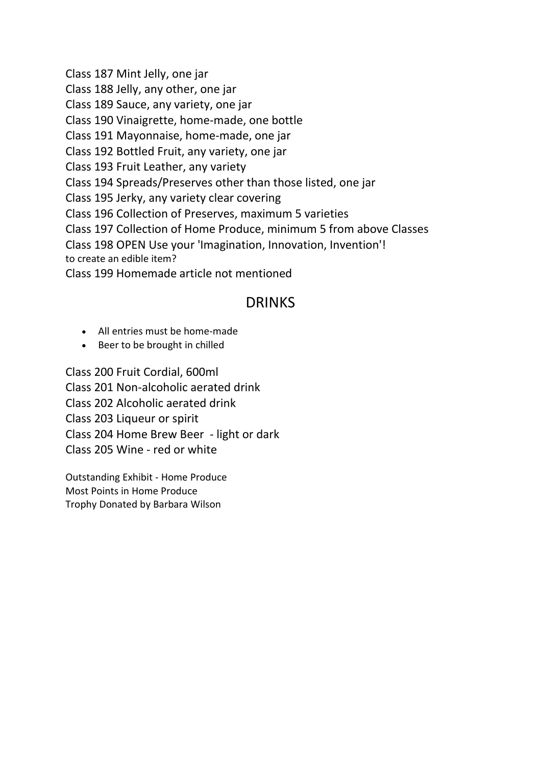Class 187 Mint Jelly, one jar

Class 188 Jelly, any other, one jar

Class 189 Sauce, any variety, one jar

Class 190 Vinaigrette, home-made, one bottle

Class 191 Mayonnaise, home-made, one jar

Class 192 Bottled Fruit, any variety, one jar

Class 193 Fruit Leather, any variety

Class 194 Spreads/Preserves other than those listed, one jar

Class 195 Jerky, any variety clear covering

Class 196 Collection of Preserves, maximum 5 varieties

Class 197 Collection of Home Produce, minimum 5 from above Classes

Class 198 OPEN Use your 'Imagination, Innovation, Invention'!
to create an edible item?

Class 199 Homemade article not mentioned

## DRINKS

- All entries must be home-made
- Beer to be brought in chilled

Class 200 Fruit Cordial, 600ml

Class 201 Non-alcoholic aerated drink

Class 202 Alcoholic aerated drink

Class 203 Liqueur or spirit

Class 204 Home Brew Beer - light or dark

Class 205 Wine - red or white

Outstanding Exhibit - Home Produce
Most Points in Home Produce
Trophy Donated by Barbara Wilson